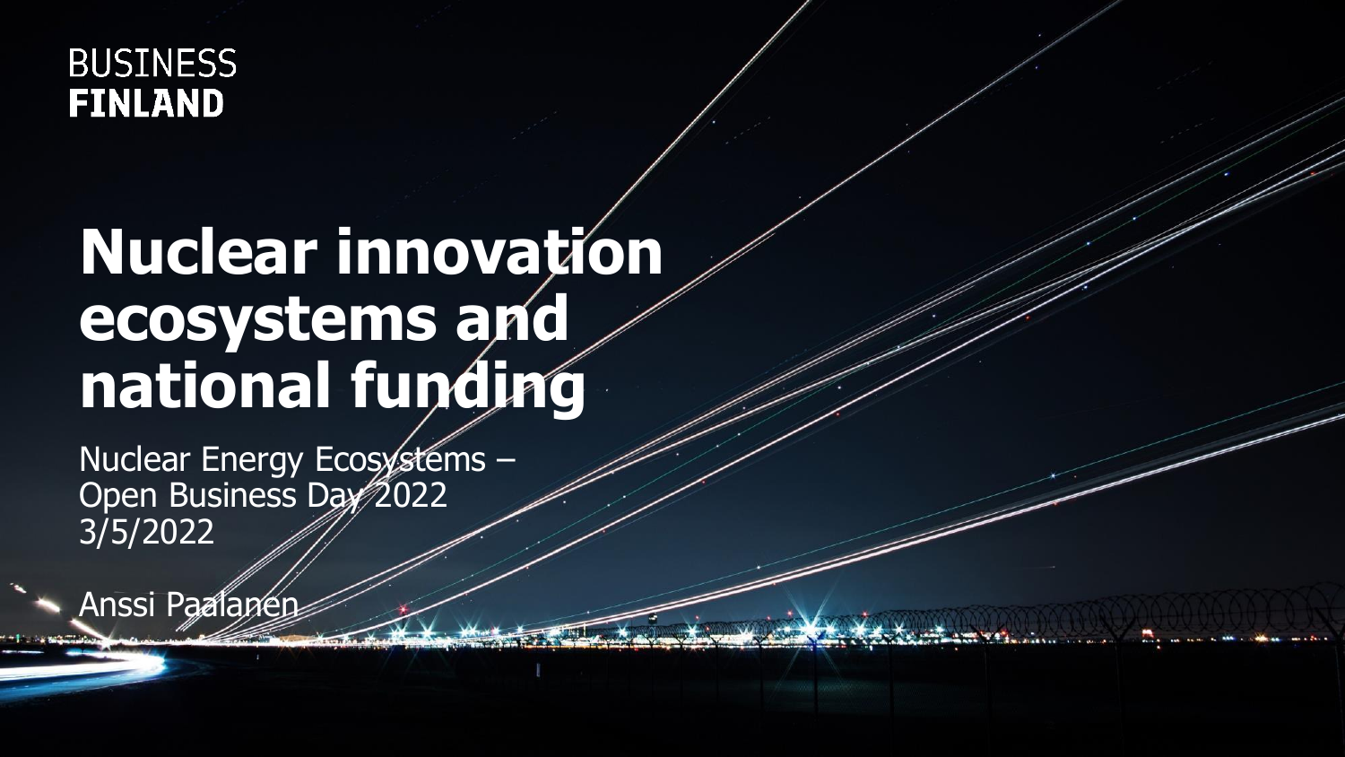BUSINESS
FINLAND

# Nuclear innovation ecosystems and national funding

Nuclear Energy Ecosystems – Open Business Day 2022
3/5/2022

Anssi Paalanen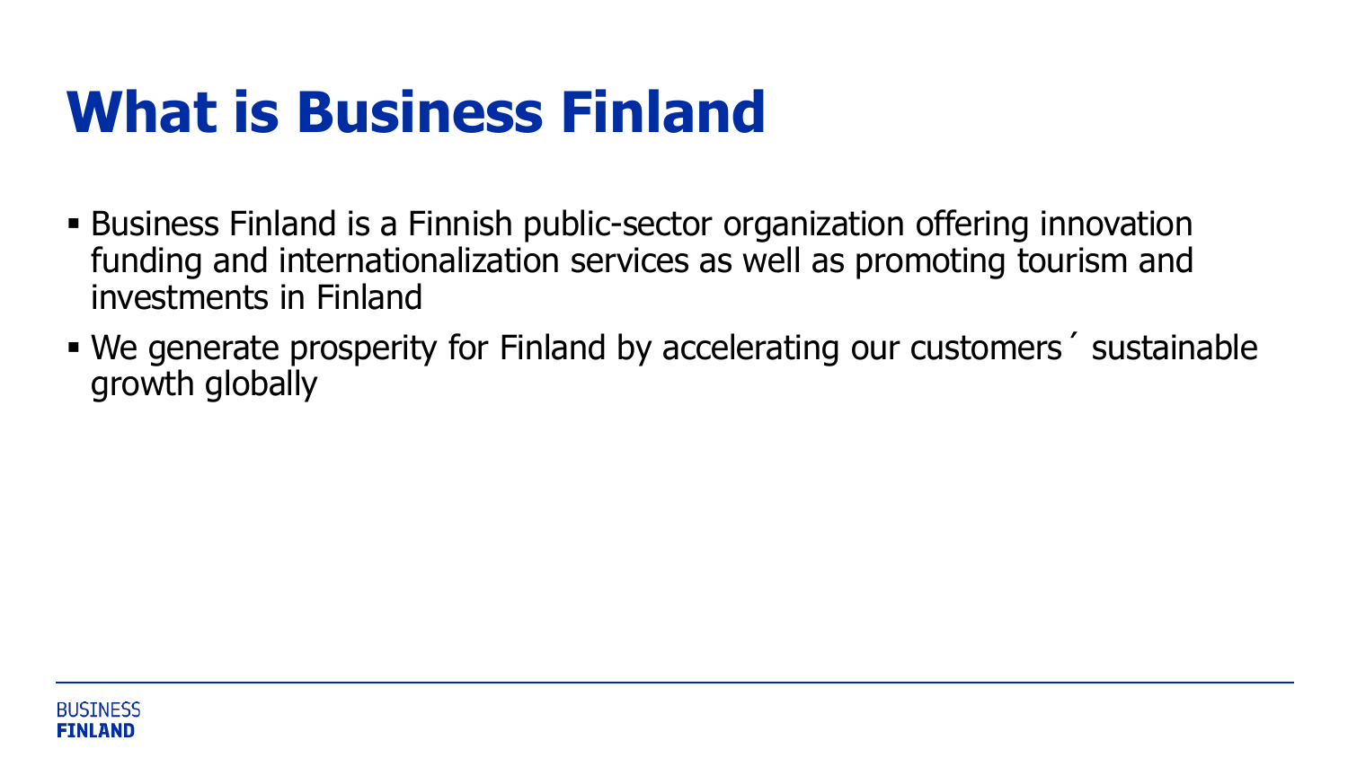# What is Business Finland

- Business Finland is a Finnish public-sector organization offering innovation funding and internationalization services as well as promoting tourism and investments in Finland
- We generate prosperity for Finland by accelerating our customers´ sustainable growth globally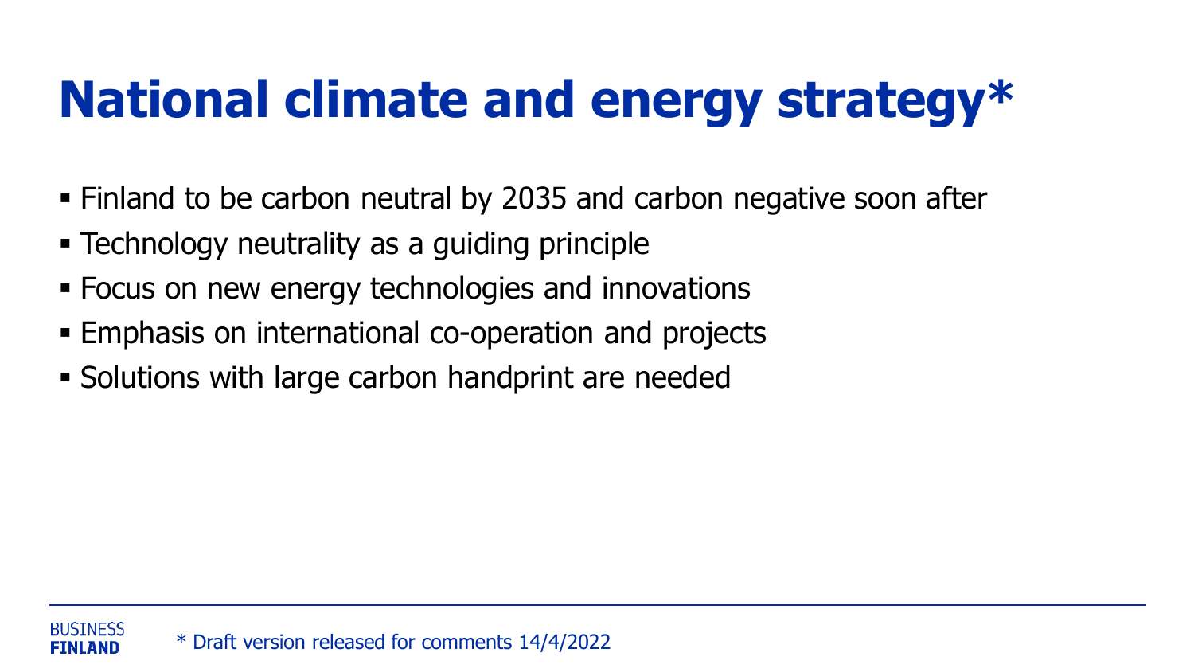# National climate and energy strategy*

- Finland to be carbon neutral by 2035 and carbon negative soon after
- Technology neutrality as a guiding principle
- Focus on new energy technologies and innovations
- Emphasis on international co-operation and projects
- Solutions with large carbon handprint are needed

* Draft version released for comments 14/4/2022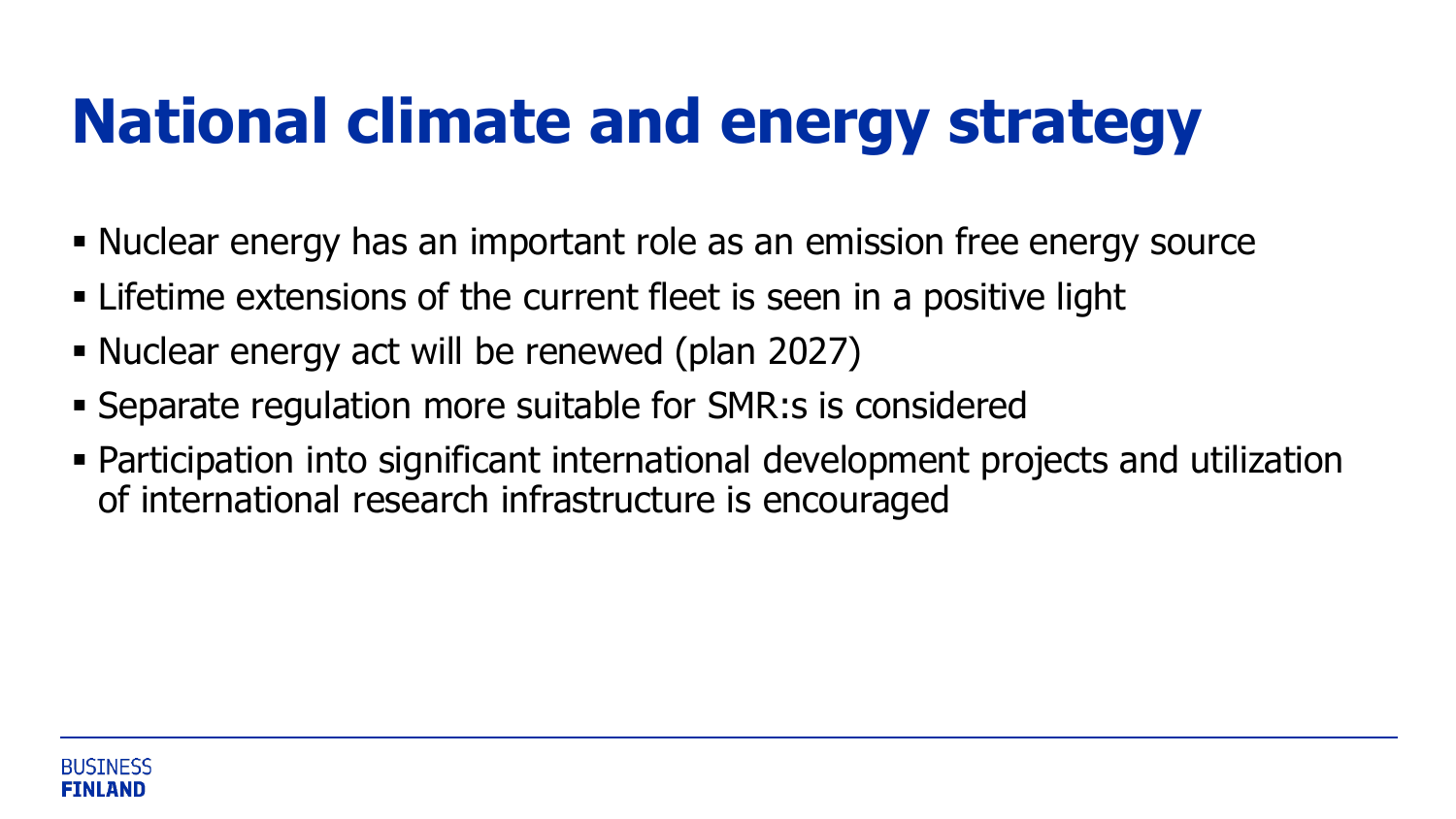# National climate and energy strategy

- Nuclear energy has an important role as an emission free energy source
- Lifetime extensions of the current fleet is seen in a positive light
- Nuclear energy act will be renewed (plan 2027)
- Separate regulation more suitable for SMR:s is considered
- Participation into significant international development projects and utilization of international research infrastructure is encouraged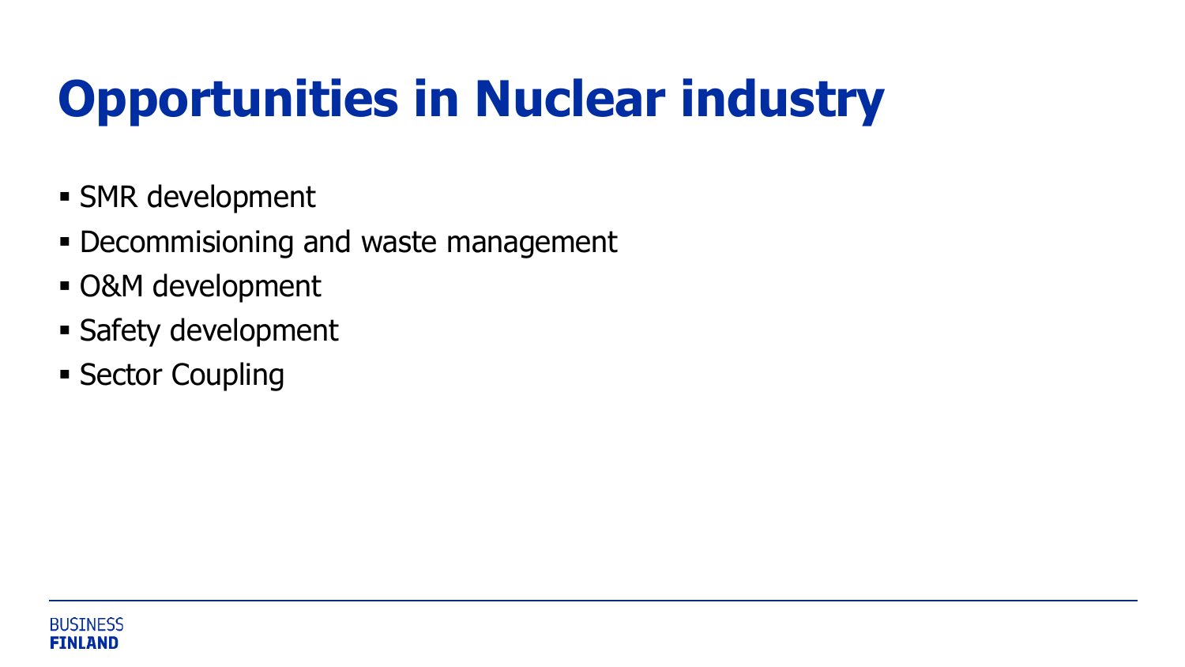# Opportunities in Nuclear industry

- SMR development
- Decommisioning and waste management
- O&M development
- Safety development
- Sector Coupling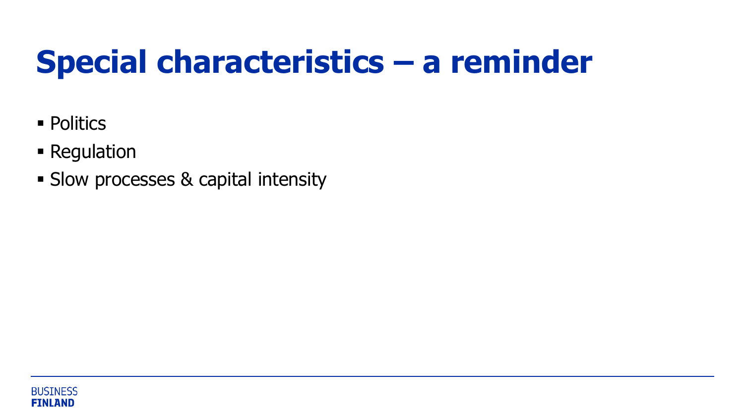# Special characteristics – a reminder

- Politics
- Regulation
- Slow processes & capital intensity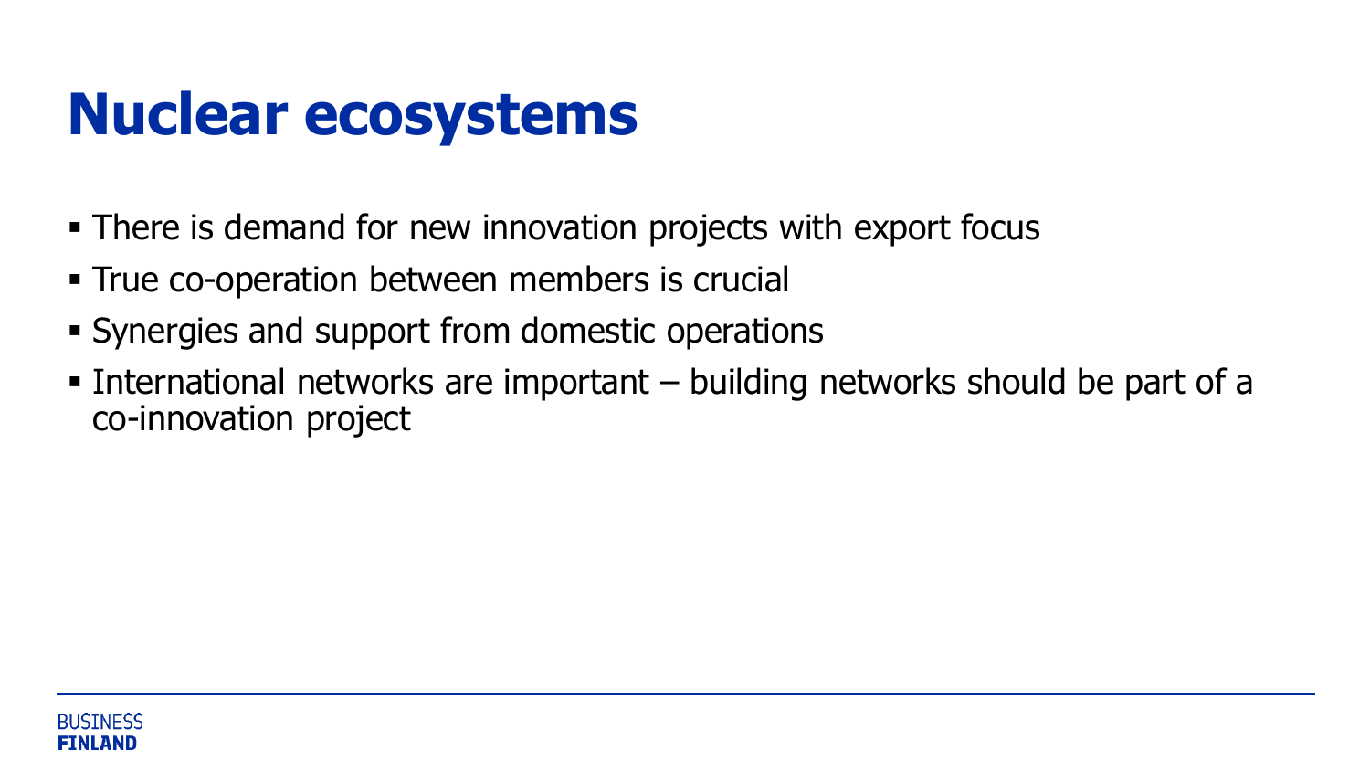# Nuclear ecosystems

- There is demand for new innovation projects with export focus
- True co-operation between members is crucial
- Synergies and support from domestic operations
- International networks are important – building networks should be part of a co-innovation project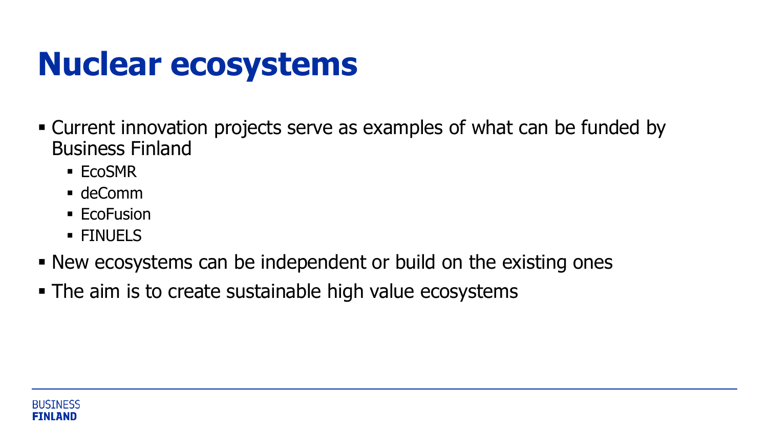# Nuclear ecosystems

- Current innovation projects serve as examples of what can be funded by Business Finland
  - EcoSMR
  - deComm
  - EcoFusion
  - FINUELS
- New ecosystems can be independent or build on the existing ones
- The aim is to create sustainable high value ecosystems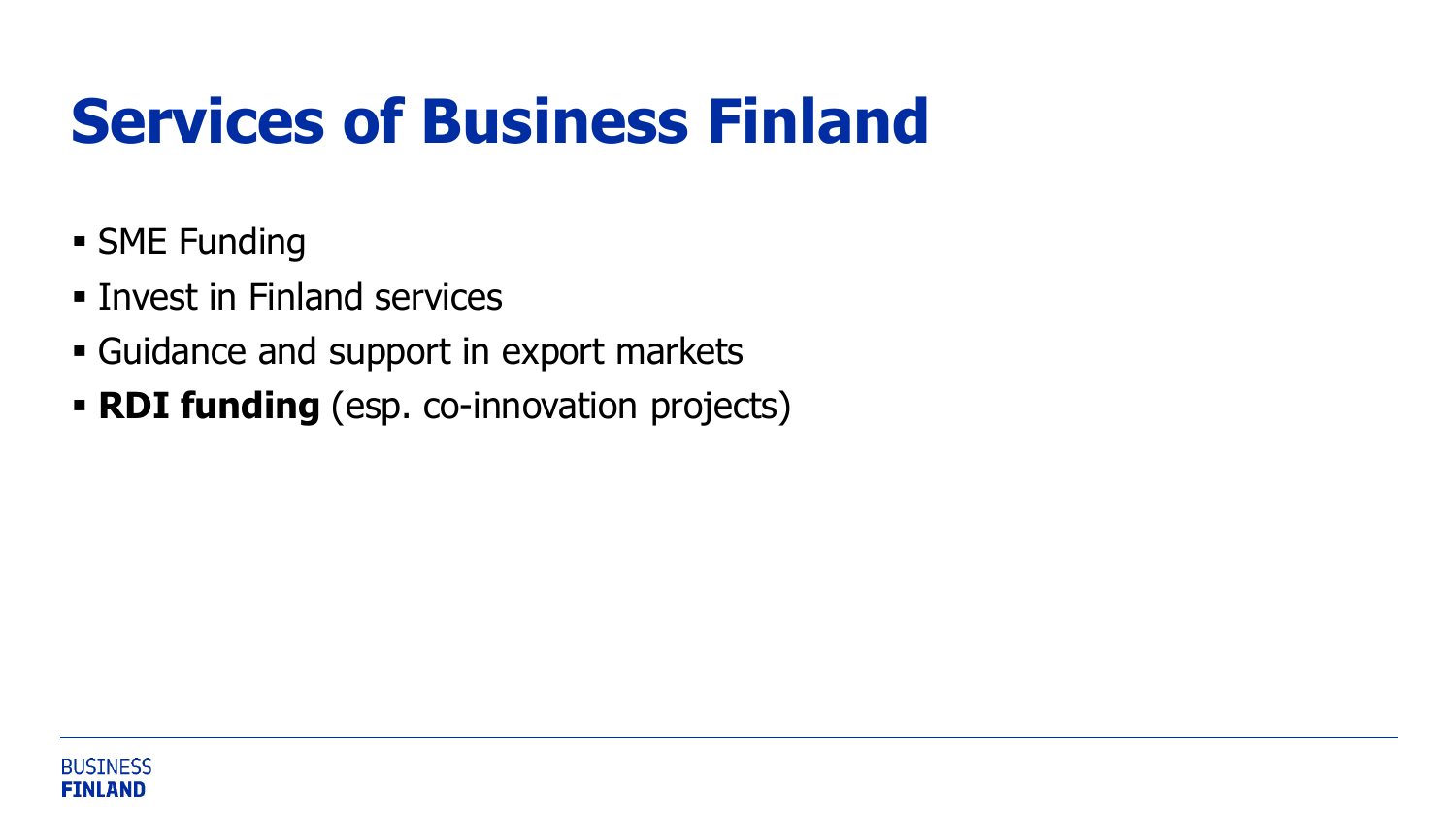# Services of Business Finland

- SME Funding
- Invest in Finland services
- Guidance and support in export markets
- **RDI funding** (esp. co-innovation projects)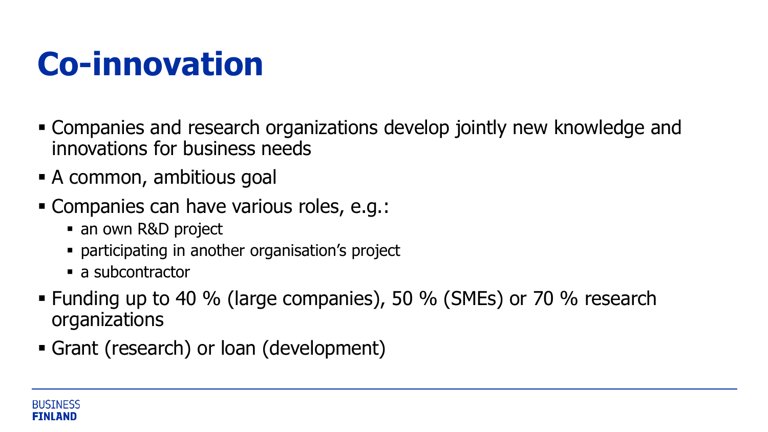# Co-innovation

- Companies and research organizations develop jointly new knowledge and innovations for business needs
- A common, ambitious goal
- Companies can have various roles, e.g.:
  - an own R&D project
  - participating in another organisation's project
  - a subcontractor
- Funding up to 40 % (large companies), 50 % (SMEs) or 70 % research organizations
- Grant (research) or loan (development)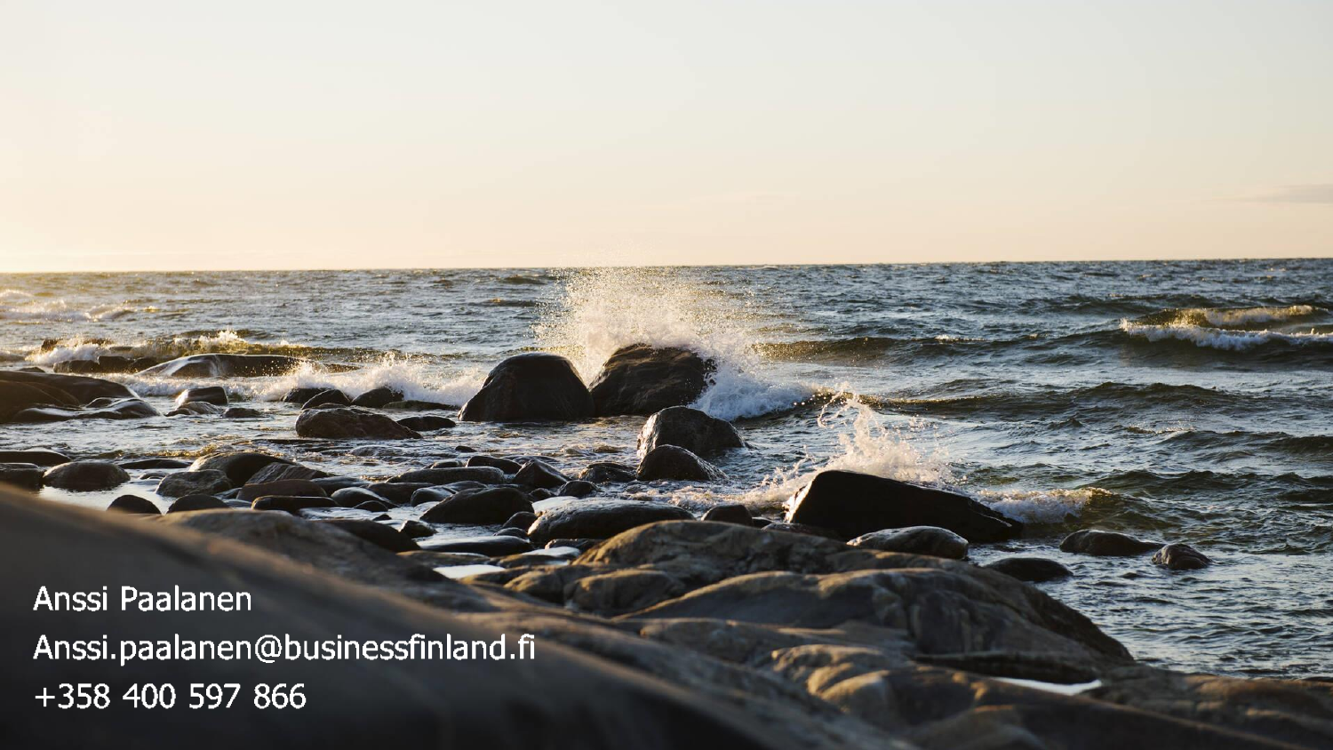Anssi Paalanen
Anssi.paalanen@businessfinland.fi
+358 400 597 866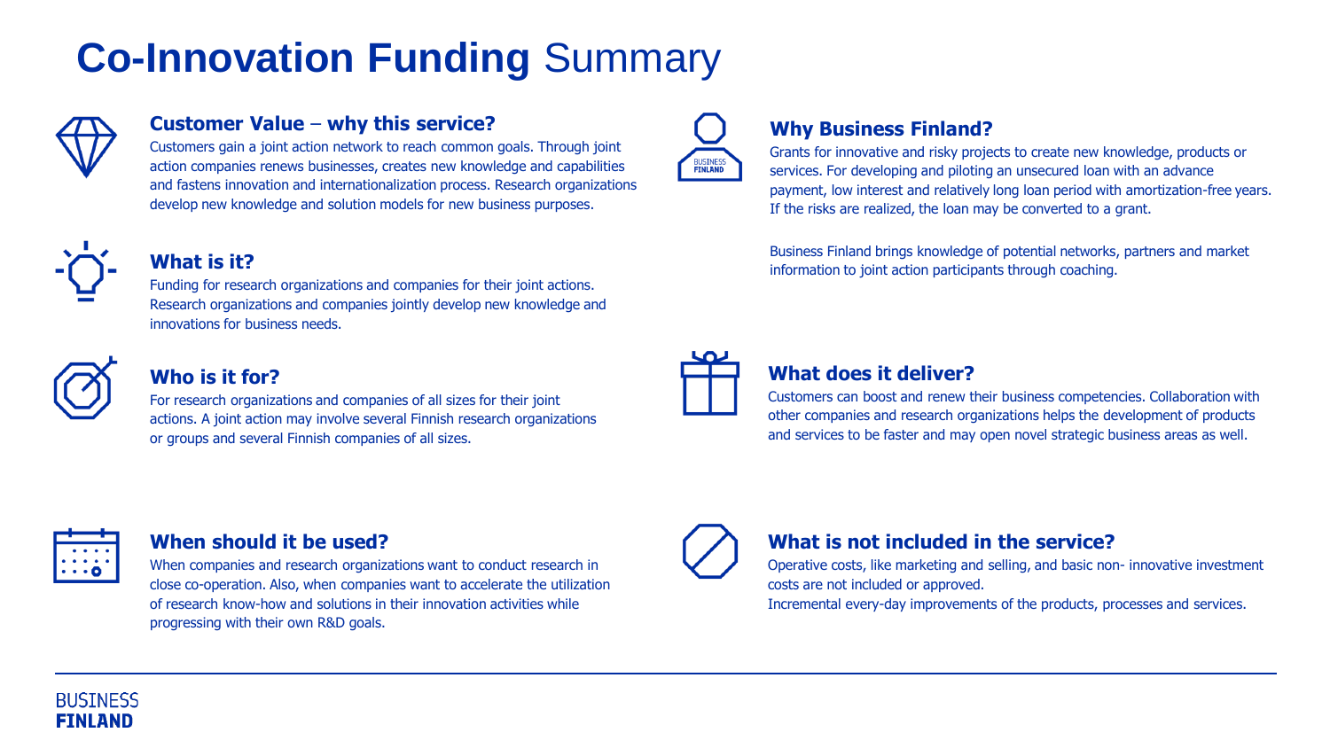# Co-Innovation Funding Summary

## Customer Value – why this service?

Customers gain a joint action network to reach common goals. Through joint action companies renews businesses, creates new knowledge and capabilities and fastens innovation and internationalization process. Research organizations develop new knowledge and solution models for new business purposes.

## What is it?

Funding for research organizations and companies for their joint actions. Research organizations and companies jointly develop new knowledge and innovations for business needs.

## Who is it for?

For research organizations and companies of all sizes for their joint actions. A joint action may involve several Finnish research organizations or groups and several Finnish companies of all sizes.

## When should it be used?

When companies and research organizations want to conduct research in close co-operation. Also, when companies want to accelerate the utilization of research know-how and solutions in their innovation activities while progressing with their own R&D goals.

## Why Business Finland?

Grants for innovative and risky projects to create new knowledge, products or services. For developing and piloting an unsecured loan with an advance payment, low interest and relatively long loan period with amortization-free years. If the risks are realized, the loan may be converted to a grant.

Business Finland brings knowledge of potential networks, partners and market information to joint action participants through coaching.

## What does it deliver?

Customers can boost and renew their business competencies. Collaboration with other companies and research organizations helps the development of products and services to be faster and may open novel strategic business areas as well.

## What is not included in the service?

Operative costs, like marketing and selling, and basic non- innovative investment costs are not included or approved.
Incremental every-day improvements of the products, processes and services.